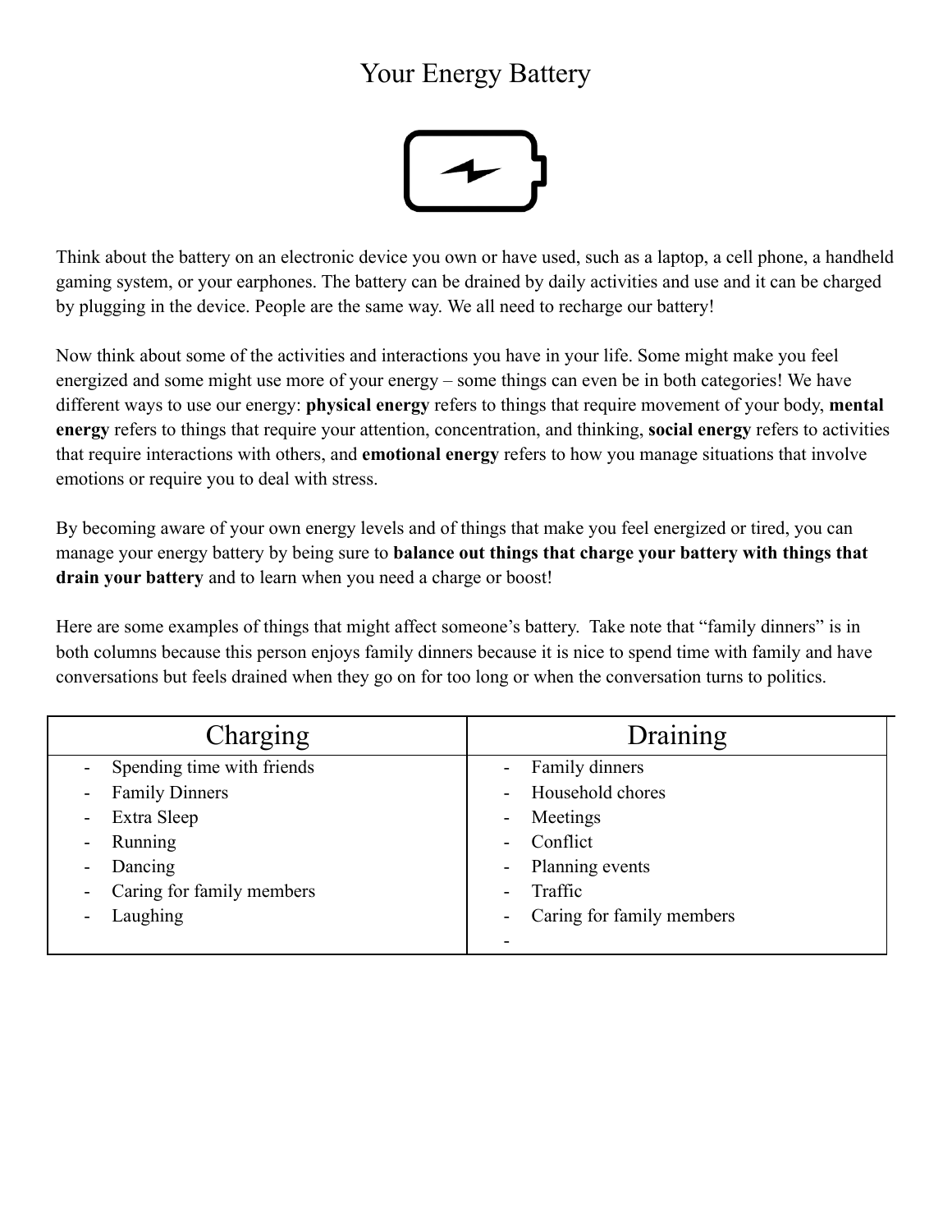# Your Energy Battery

Think about the battery on an electronic device you own or have used, such as a laptop, a cell phone, a handheld gaming system, or your earphones. The battery can be drained by daily activities and use and it can be charged by plugging in the device. People are the same way. We all need to recharge our battery!

Now think about some of the activities and interactions you have in your life. Some might make you feel energized and some might use more of your energy – some things can even be in both categories! We have different ways to use our energy: **physical energy** refers to things that require movement of your body, **mental energy** refers to things that require your attention, concentration, and thinking, **social energy** refers to activities that require interactions with others, and **emotional energy** refers to how you manage situations that involve emotions or require you to deal with stress.

By becoming aware of your own energy levels and of things that make you feel energized or tired, you can manage your energy battery by being sure to **balance out things that charge your battery with things that drain your battery** and to learn when you need a charge or boost!

Here are some examples of things that might affect someone's battery. Take note that "family dinners" is in both columns because this person enjoys family dinners because it is nice to spend time with family and have conversations but feels drained when they go on for too long or when the conversation turns to politics.

| Charging | Draining |
|---|---|
| - Spending time with friends | - Family dinners |
| - Family Dinners | - Household chores |
| - Extra Sleep | - Meetings |
| - Running | - Conflict |
| - Dancing | - Planning events |
| - Caring for family members | - Traffic |
| - Laughing | - Caring for family members |
| | - |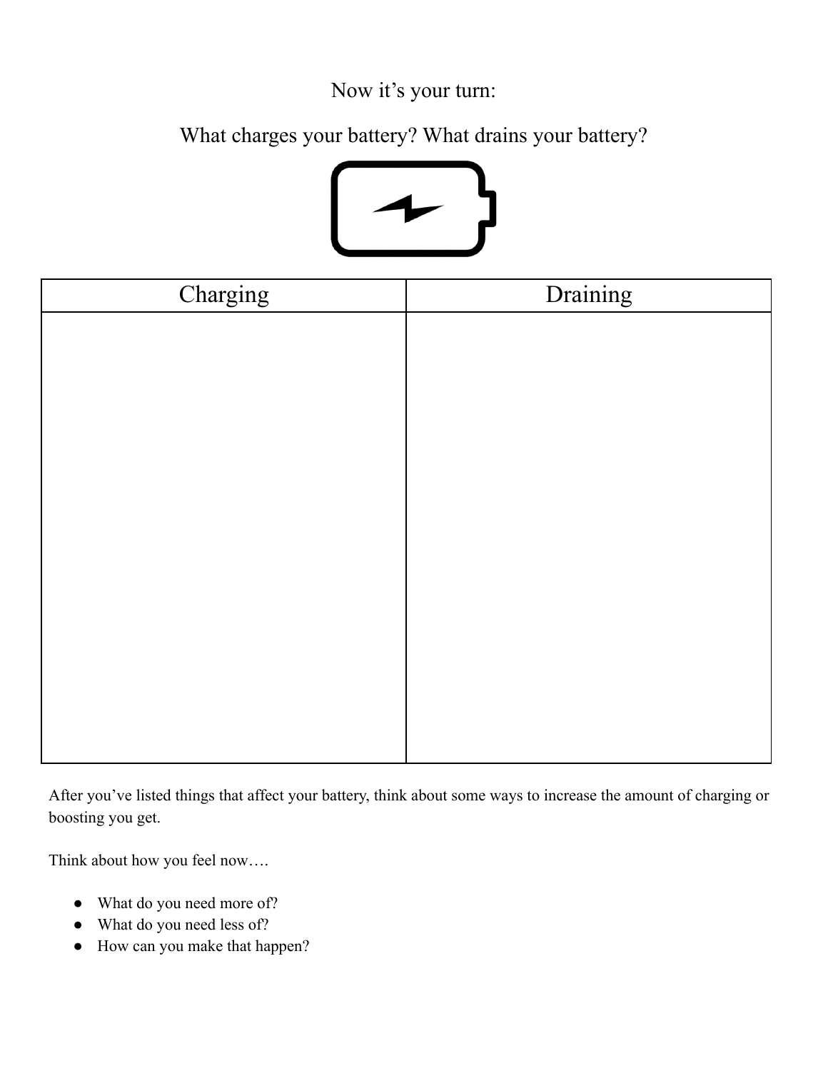Now it's your turn:

What charges your battery? What drains your battery?

| Charging | Draining |
| --- | --- |
| | |

After you've listed things that affect your battery, think about some ways to increase the amount of charging or boosting you get.

Think about how you feel now….

- What do you need more of?
- What do you need less of?
- How can you make that happen?